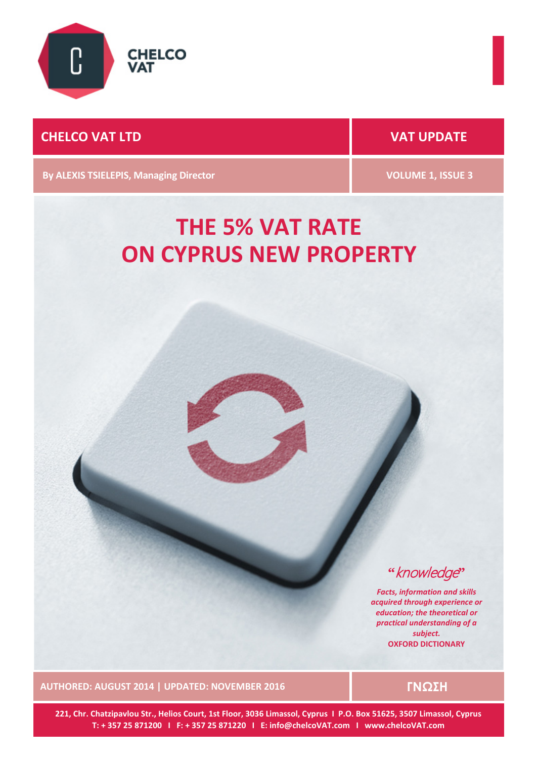CHELCO VAT

**CHELCO VAT LTD** | **VAT UPDATE**

**By ALEXIS TSIELEPIS, Managing Director** | **VOLUME 1, ISSUE 3**

# THE 5% VAT RATE ON CYPRUS NEW PROPERTY

*"knowledge"*

***Facts, information and skills acquired through experience or education; the theoretical or practical understanding of a subject.***

**OXFORD DICTIONARY**

**AUTHORED: AUGUST 2014 | UPDATED: NOVEMBER 2016** | **ΓΝΩΣΗ**

**221, Chr. Chatzipavlou Str., Helios Court, 1st Floor, 3036 Limassol, Cyprus I P.O. Box 51625, 3507 Limassol, Cyprus**
**T: + 357 25 871200 I F: + 357 25 871220 I E: info@chelcoVAT.com I www.chelcoVAT.com**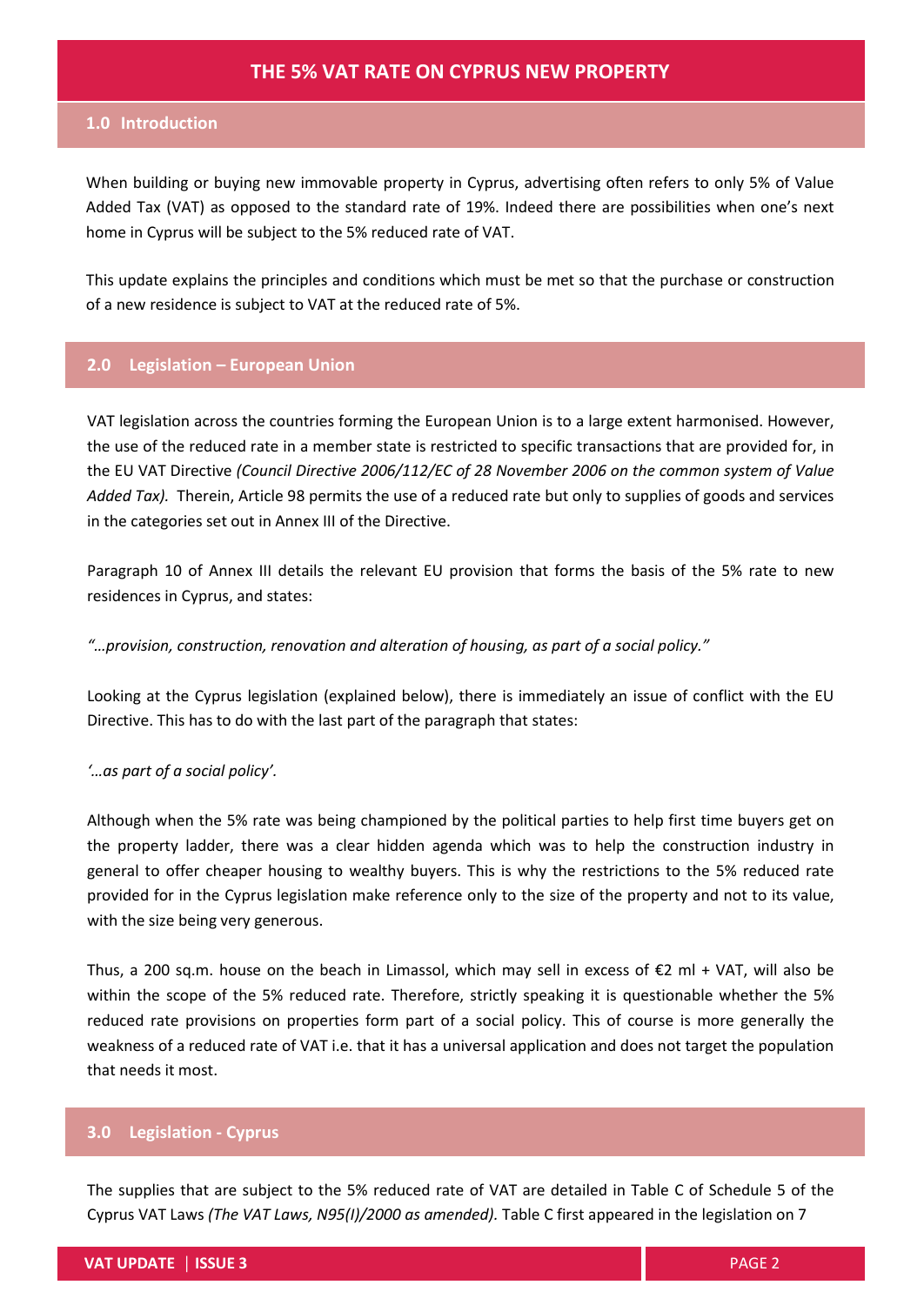# THE 5% VAT RATE ON CYPRUS NEW PROPERTY

## 1.0 Introduction

When building or buying new immovable property in Cyprus, advertising often refers to only 5% of Value Added Tax (VAT) as opposed to the standard rate of 19%. Indeed there are possibilities when one's next home in Cyprus will be subject to the 5% reduced rate of VAT.

This update explains the principles and conditions which must be met so that the purchase or construction of a new residence is subject to VAT at the reduced rate of 5%.

## 2.0 Legislation – European Union

VAT legislation across the countries forming the European Union is to a large extent harmonised. However, the use of the reduced rate in a member state is restricted to specific transactions that are provided for, in the EU VAT Directive *(Council Directive 2006/112/EC of 28 November 2006 on the common system of Value Added Tax).* Therein, Article 98 permits the use of a reduced rate but only to supplies of goods and services in the categories set out in Annex III of the Directive.

Paragraph 10 of Annex III details the relevant EU provision that forms the basis of the 5% rate to new residences in Cyprus, and states:

*"…provision, construction, renovation and alteration of housing, as part of a social policy."*

Looking at the Cyprus legislation (explained below), there is immediately an issue of conflict with the EU Directive. This has to do with the last part of the paragraph that states:

*'…as part of a social policy'.*

Although when the 5% rate was being championed by the political parties to help first time buyers get on the property ladder, there was a clear hidden agenda which was to help the construction industry in general to offer cheaper housing to wealthy buyers. This is why the restrictions to the 5% reduced rate provided for in the Cyprus legislation make reference only to the size of the property and not to its value, with the size being very generous.

Thus, a 200 sq.m. house on the beach in Limassol, which may sell in excess of €2 ml + VAT, will also be within the scope of the 5% reduced rate. Therefore, strictly speaking it is questionable whether the 5% reduced rate provisions on properties form part of a social policy. This of course is more generally the weakness of a reduced rate of VAT i.e. that it has a universal application and does not target the population that needs it most.

## 3.0 Legislation - Cyprus

The supplies that are subject to the 5% reduced rate of VAT are detailed in Table C of Schedule 5 of the Cyprus VAT Laws *(The VAT Laws, N95(I)/2000 as amended).* Table C first appeared in the legislation on 7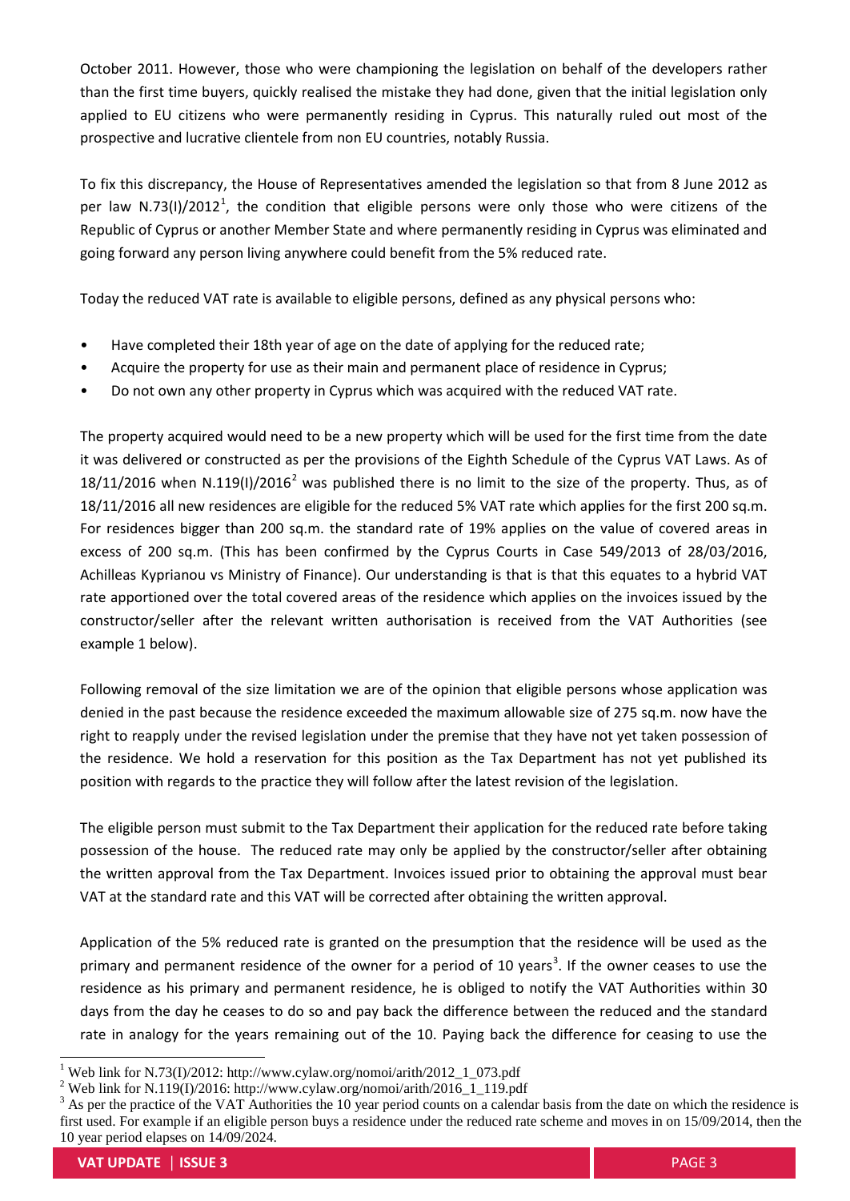October 2011. However, those who were championing the legislation on behalf of the developers rather than the first time buyers, quickly realised the mistake they had done, given that the initial legislation only applied to EU citizens who were permanently residing in Cyprus. This naturally ruled out most of the prospective and lucrative clientele from non EU countries, notably Russia.

To fix this discrepancy, the House of Representatives amended the legislation so that from 8 June 2012 as per law N.73(I)/2012[1], the condition that eligible persons were only those who were citizens of the Republic of Cyprus or another Member State and where permanently residing in Cyprus was eliminated and going forward any person living anywhere could benefit from the 5% reduced rate.

Today the reduced VAT rate is available to eligible persons, defined as any physical persons who:

- Have completed their 18th year of age on the date of applying for the reduced rate;
- Acquire the property for use as their main and permanent place of residence in Cyprus;
- Do not own any other property in Cyprus which was acquired with the reduced VAT rate.

The property acquired would need to be a new property which will be used for the first time from the date it was delivered or constructed as per the provisions of the Eighth Schedule of the Cyprus VAT Laws. As of 18/11/2016 when N.119(I)/2016[2] was published there is no limit to the size of the property. Thus, as of 18/11/2016 all new residences are eligible for the reduced 5% VAT rate which applies for the first 200 sq.m. For residences bigger than 200 sq.m. the standard rate of 19% applies on the value of covered areas in excess of 200 sq.m. (This has been confirmed by the Cyprus Courts in Case 549/2013 of 28/03/2016, Achilleas Kyprianou vs Ministry of Finance). Our understanding is that is that this equates to a hybrid VAT rate apportioned over the total covered areas of the residence which applies on the invoices issued by the constructor/seller after the relevant written authorisation is received from the VAT Authorities (see example 1 below).

Following removal of the size limitation we are of the opinion that eligible persons whose application was denied in the past because the residence exceeded the maximum allowable size of 275 sq.m. now have the right to reapply under the revised legislation under the premise that they have not yet taken possession of the residence. We hold a reservation for this position as the Tax Department has not yet published its position with regards to the practice they will follow after the latest revision of the legislation.

The eligible person must submit to the Tax Department their application for the reduced rate before taking possession of the house. The reduced rate may only be applied by the constructor/seller after obtaining the written approval from the Tax Department. Invoices issued prior to obtaining the approval must bear VAT at the standard rate and this VAT will be corrected after obtaining the written approval.

Application of the 5% reduced rate is granted on the presumption that the residence will be used as the primary and permanent residence of the owner for a period of 10 years[3]. If the owner ceases to use the residence as his primary and permanent residence, he is obliged to notify the VAT Authorities within 30 days from the day he ceases to do so and pay back the difference between the reduced and the standard rate in analogy for the years remaining out of the 10. Paying back the difference for ceasing to use the

---

[1] Web link for N.73(I)/2012: http://www.cylaw.org/nomoi/arith/2012_1_073.pdf

[2] Web link for N.119(I)/2016: http://www.cylaw.org/nomoi/arith/2016_1_119.pdf

[3] As per the practice of the VAT Authorities the 10 year period counts on a calendar basis from the date on which the residence is first used. For example if an eligible person buys a residence under the reduced rate scheme and moves in on 15/09/2014, then the 10 year period elapses on 14/09/2024.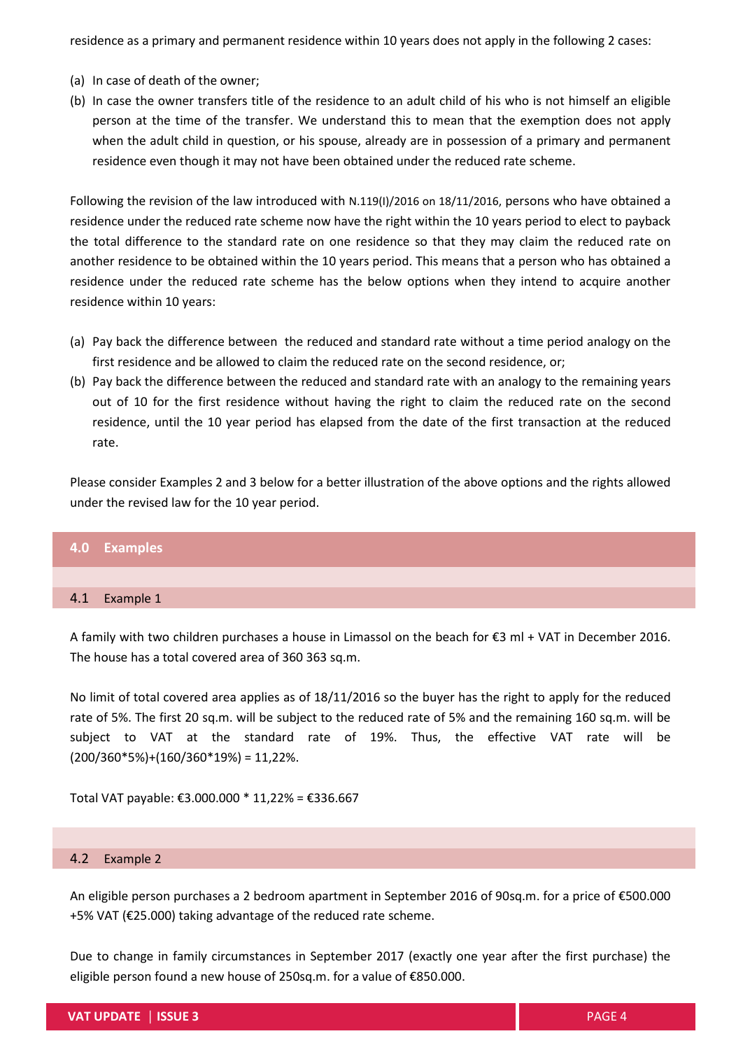residence as a primary and permanent residence within 10 years does not apply in the following 2 cases:

(a) In case of death of the owner;
(b) In case the owner transfers title of the residence to an adult child of his who is not himself an eligible person at the time of the transfer. We understand this to mean that the exemption does not apply when the adult child in question, or his spouse, already are in possession of a primary and permanent residence even though it may not have been obtained under the reduced rate scheme.

Following the revision of the law introduced with N.119(I)/2016 on 18/11/2016, persons who have obtained a residence under the reduced rate scheme now have the right within the 10 years period to elect to payback the total difference to the standard rate on one residence so that they may claim the reduced rate on another residence to be obtained within the 10 years period. This means that a person who has obtained a residence under the reduced rate scheme has the below options when they intend to acquire another residence within 10 years:

(a) Pay back the difference between the reduced and standard rate without a time period analogy on the first residence and be allowed to claim the reduced rate on the second residence, or;
(b) Pay back the difference between the reduced and standard rate with an analogy to the remaining years out of 10 for the first residence without having the right to claim the reduced rate on the second residence, until the 10 year period has elapsed from the date of the first transaction at the reduced rate.

Please consider Examples 2 and 3 below for a better illustration of the above options and the rights allowed under the revised law for the 10 year period.

## 4.0 Examples

### 4.1 Example 1

A family with two children purchases a house in Limassol on the beach for €3 ml + VAT in December 2016. The house has a total covered area of 360 363 sq.m.

No limit of total covered area applies as of 18/11/2016 so the buyer has the right to apply for the reduced rate of 5%. The first 20 sq.m. will be subject to the reduced rate of 5% and the remaining 160 sq.m. will be subject to VAT at the standard rate of 19%. Thus, the effective VAT rate will be (200/360*5%)+(160/360*19%) = 11,22%.

Total VAT payable: €3.000.000 * 11,22% = €336.667

### 4.2 Example 2

An eligible person purchases a 2 bedroom apartment in September 2016 of 90sq.m. for a price of €500.000 +5% VAT (€25.000) taking advantage of the reduced rate scheme.

Due to change in family circumstances in September 2017 (exactly one year after the first purchase) the eligible person found a new house of 250sq.m. for a value of €850.000.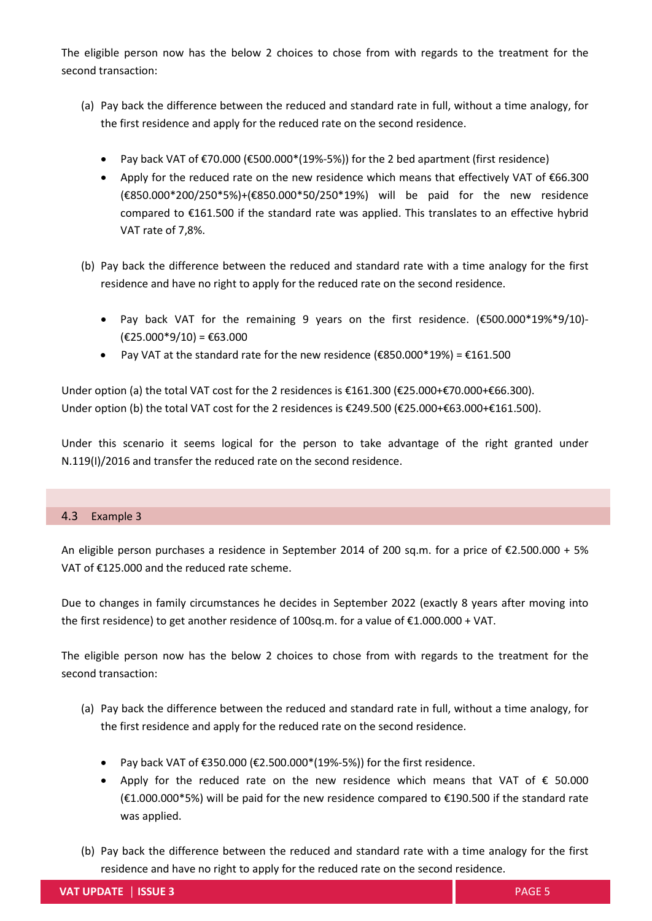The eligible person now has the below 2 choices to chose from with regards to the treatment for the second transaction:

(a) Pay back the difference between the reduced and standard rate in full, without a time analogy, for the first residence and apply for the reduced rate on the second residence.

- Pay back VAT of €70.000 (€500.000*(19%-5%)) for the 2 bed apartment (first residence)
- Apply for the reduced rate on the new residence which means that effectively VAT of €66.300 (€850.000*200/250*5%)+(€850.000*50/250*19%) will be paid for the new residence compared to €161.500 if the standard rate was applied. This translates to an effective hybrid VAT rate of 7,8%.

(b) Pay back the difference between the reduced and standard rate with a time analogy for the first residence and have no right to apply for the reduced rate on the second residence.

- Pay back VAT for the remaining 9 years on the first residence. (€500.000*19%*9/10)-(€25.000*9/10) = €63.000
- Pay VAT at the standard rate for the new residence (€850.000*19%) = €161.500

Under option (a) the total VAT cost for the 2 residences is €161.300 (€25.000+€70.000+€66.300).
Under option (b) the total VAT cost for the 2 residences is €249.500 (€25.000+€63.000+€161.500).

Under this scenario it seems logical for the person to take advantage of the right granted under N.119(I)/2016 and transfer the reduced rate on the second residence.

## 4.3 Example 3

An eligible person purchases a residence in September 2014 of 200 sq.m. for a price of €2.500.000 + 5% VAT of €125.000 and the reduced rate scheme.

Due to changes in family circumstances he decides in September 2022 (exactly 8 years after moving into the first residence) to get another residence of 100sq.m. for a value of €1.000.000 + VAT.

The eligible person now has the below 2 choices to chose from with regards to the treatment for the second transaction:

(a) Pay back the difference between the reduced and standard rate in full, without a time analogy, for the first residence and apply for the reduced rate on the second residence.

- Pay back VAT of €350.000 (€2.500.000*(19%-5%)) for the first residence.
- Apply for the reduced rate on the new residence which means that VAT of € 50.000 (€1.000.000*5%) will be paid for the new residence compared to €190.500 if the standard rate was applied.

(b) Pay back the difference between the reduced and standard rate with a time analogy for the first residence and have no right to apply for the reduced rate on the second residence.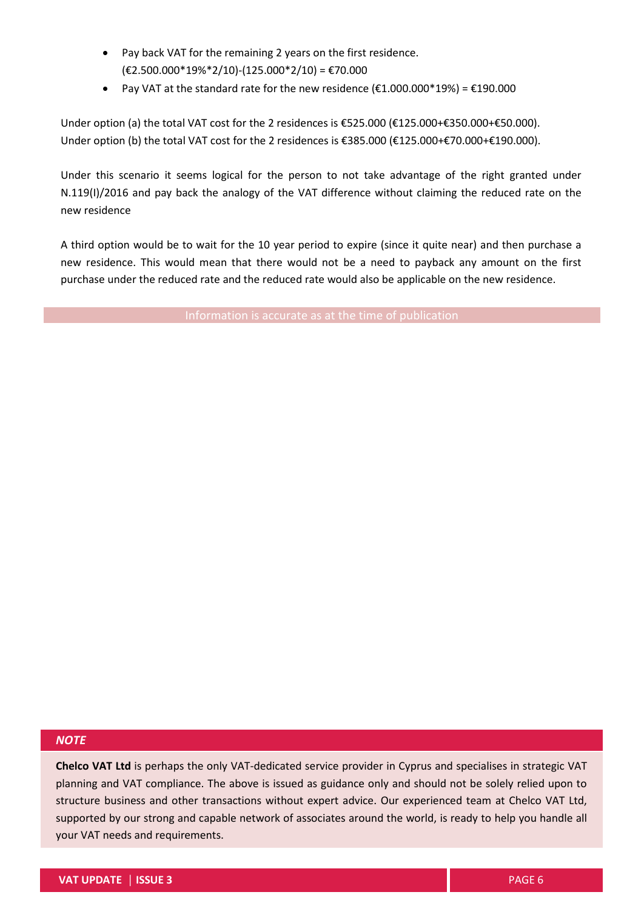- Pay back VAT for the remaining 2 years on the first residence.
  (€2.500.000*19%*2/10)-(125.000*2/10) = €70.000
- Pay VAT at the standard rate for the new residence (€1.000.000*19%) = €190.000

Under option (a) the total VAT cost for the 2 residences is €525.000 (€125.000+€350.000+€50.000).
Under option (b) the total VAT cost for the 2 residences is €385.000 (€125.000+€70.000+€190.000).

Under this scenario it seems logical for the person to not take advantage of the right granted under N.119(I)/2016 and pay back the analogy of the VAT difference without claiming the reduced rate on the new residence

A third option would be to wait for the 10 year period to expire (since it quite near) and then purchase a new residence. This would mean that there would not be a need to payback any amount on the first purchase under the reduced rate and the reduced rate would also be applicable on the new residence.

Information is accurate as at the time of publication

***NOTE***

**Chelco VAT Ltd** is perhaps the only VAT-dedicated service provider in Cyprus and specialises in strategic VAT planning and VAT compliance. The above is issued as guidance only and should not be solely relied upon to structure business and other transactions without expert advice. Our experienced team at Chelco VAT Ltd, supported by our strong and capable network of associates around the world, is ready to help you handle all your VAT needs and requirements.